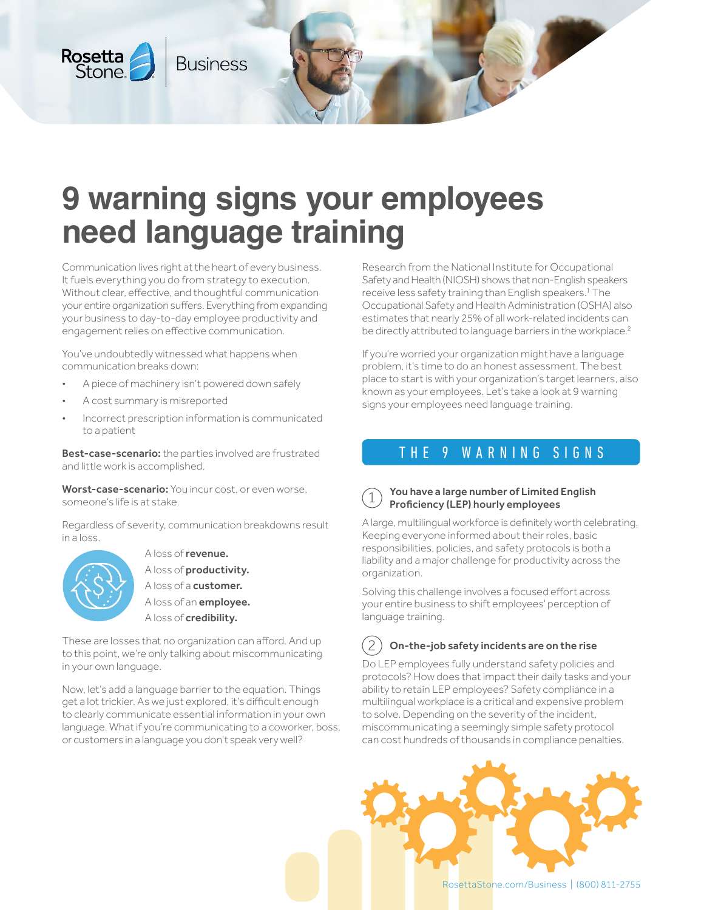# 9 warning signs your employees need language training

Communication lives right at the heart of every business. It fuels everything you do from strategy to execution. Without clear, effective, and thoughtful communication your entire organization suffers. Everything from expanding your business to day-to-day employee productivity and engagement relies on effective communication.

You've undoubtedly witnessed what happens when communication breaks down:

- A piece of machinery isn't powered down safely
- A cost summary is misreported
- Incorrect prescription information is communicated to a patient

**Best-case-scenario:** the parties involved are frustrated and little work is accomplished.

**Worst-case-scenario:** You incur cost, or even worse, someone's life is at stake.

Regardless of severity, communication breakdowns result in a loss.

A loss of **revenue.**
A loss of **productivity.**
A loss of a **customer.**
A loss of an **employee.**
A loss of **credibility.**

These are losses that no organization can afford. And up to this point, we're only talking about miscommunicating in your own language.

Now, let's add a language barrier to the equation. Things get a lot trickier. As we just explored, it's difficult enough to clearly communicate essential information in your own language. What if you're communicating to a coworker, boss, or customers in a language you don't speak very well?

Research from the National Institute for Occupational Safety and Health (NIOSH) shows that non-English speakers receive less safety training than English speakers.[1] The Occupational Safety and Health Administration (OSHA) also estimates that nearly 25% of all work-related incidents can be directly attributed to language barriers in the workplace.[2]

If you're worried your organization might have a language problem, it's time to do an honest assessment. The best place to start is with your organization's target learners, also known as your employees. Let's take a look at 9 warning signs your employees need language training.

## THE 9 WARNING SIGNS

### 1 You have a large number of Limited English Proficiency (LEP) hourly employees

A large, multilingual workforce is definitely worth celebrating. Keeping everyone informed about their roles, basic responsibilities, policies, and safety protocols is both a liability and a major challenge for productivity across the organization.

Solving this challenge involves a focused effort across your entire business to shift employees' perception of language training.

### 2 On-the-job safety incidents are on the rise

Do LEP employees fully understand safety policies and protocols? How does that impact their daily tasks and your ability to retain LEP employees? Safety compliance in a multilingual workplace is a critical and expensive problem to solve. Depending on the severity of the incident, miscommunicating a seemingly simple safety protocol can cost hundreds of thousands in compliance penalties.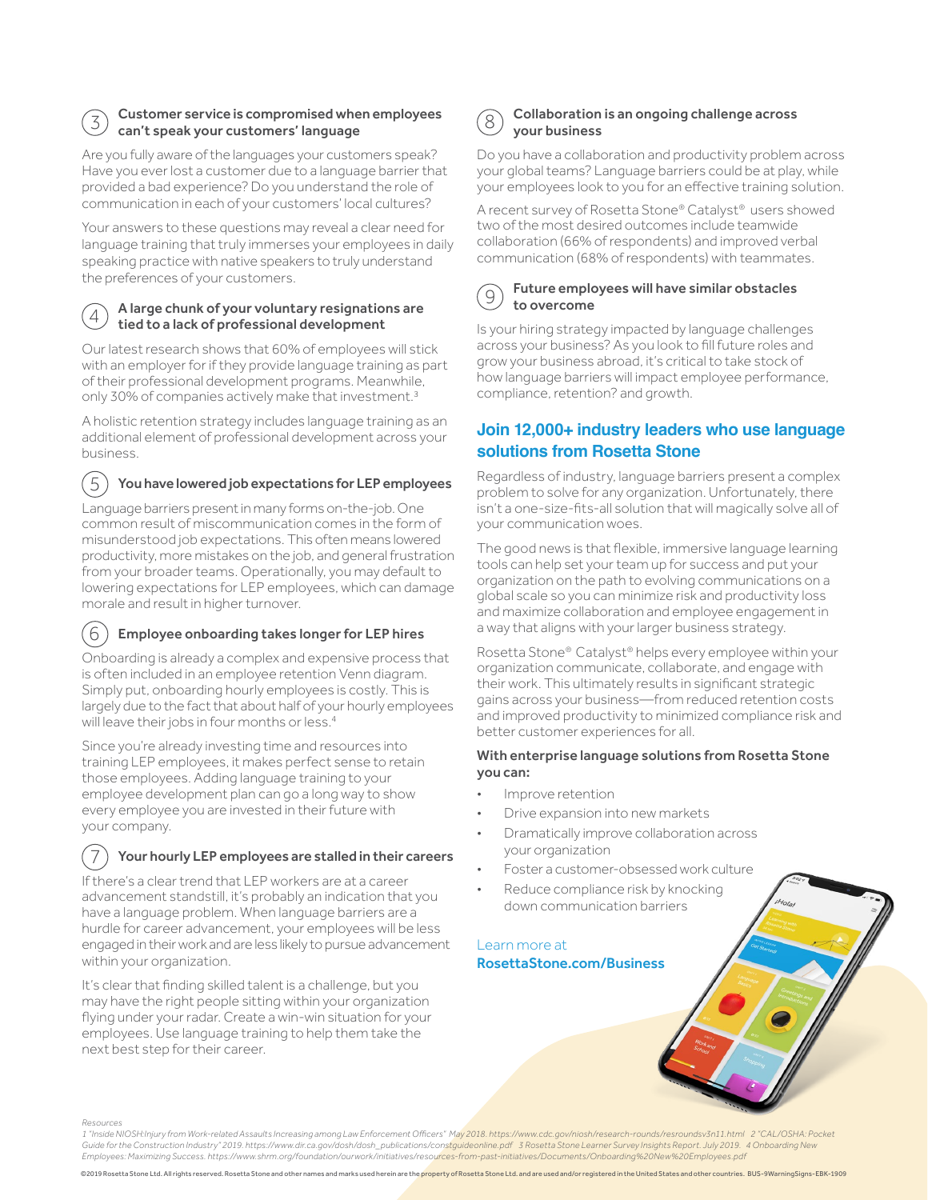## 3 Customer service is compromised when employees can't speak your customers' language

Are you fully aware of the languages your customers speak? Have you ever lost a customer due to a language barrier that provided a bad experience? Do you understand the role of communication in each of your customers' local cultures?

Your answers to these questions may reveal a clear need for language training that truly immerses your employees in daily speaking practice with native speakers to truly understand the preferences of your customers.

## 4 A large chunk of your voluntary resignations are tied to a lack of professional development

Our latest research shows that 60% of employees will stick with an employer for if they provide language training as part of their professional development programs. Meanwhile, only 30% of companies actively make that investment.[3]

A holistic retention strategy includes language training as an additional element of professional development across your business.

## 5 You have lowered job expectations for LEP employees

Language barriers present in many forms on-the-job. One common result of miscommunication comes in the form of misunderstood job expectations. This often means lowered productivity, more mistakes on the job, and general frustration from your broader teams. Operationally, you may default to lowering expectations for LEP employees, which can damage morale and result in higher turnover.

## 6 Employee onboarding takes longer for LEP hires

Onboarding is already a complex and expensive process that is often included in an employee retention Venn diagram. Simply put, onboarding hourly employees is costly. This is largely due to the fact that about half of your hourly employees will leave their jobs in four months or less.[4]

Since you're already investing time and resources into training LEP employees, it makes perfect sense to retain those employees. Adding language training to your employee development plan can go a long way to show every employee you are invested in their future with your company.

## 7 Your hourly LEP employees are stalled in their careers

If there's a clear trend that LEP workers are at a career advancement standstill, it's probably an indication that you have a language problem. When language barriers are a hurdle for career advancement, your employees will be less engaged in their work and are less likely to pursue advancement within your organization.

It's clear that finding skilled talent is a challenge, but you may have the right people sitting within your organization flying under your radar. Create a win-win situation for your employees. Use language training to help them take the next best step for their career.

## 8 Collaboration is an ongoing challenge across your business

Do you have a collaboration and productivity problem across your global teams? Language barriers could be at play, while your employees look to you for an effective training solution.

A recent survey of Rosetta Stone® Catalyst® users showed two of the most desired outcomes include teamwide collaboration (66% of respondents) and improved verbal communication (68% of respondents) with teammates.

## 9 Future employees will have similar obstacles to overcome

Is your hiring strategy impacted by language challenges across your business? As you look to fill future roles and grow your business abroad, it's critical to take stock of how language barriers will impact employee performance, compliance, retention? and growth.

## Join 12,000+ industry leaders who use language solutions from Rosetta Stone

Regardless of industry, language barriers present a complex problem to solve for any organization. Unfortunately, there isn't a one-size-fits-all solution that will magically solve all of your communication woes.

The good news is that flexible, immersive language learning tools can help set your team up for success and put your organization on the path to evolving communications on a global scale so you can minimize risk and productivity loss and maximize collaboration and employee engagement in a way that aligns with your larger business strategy.

Rosetta Stone® Catalyst® helps every employee within your organization communicate, collaborate, and engage with their work. This ultimately results in significant strategic gains across your business—from reduced retention costs and improved productivity to minimized compliance risk and better customer experiences for all.

**With enterprise language solutions from Rosetta Stone you can:**

- Improve retention
- Drive expansion into new markets
- Dramatically improve collaboration across your organization
- Foster a customer-obsessed work culture
- Reduce compliance risk by knocking down communication barriers

Learn more at
**RosettaStone.com/Business**

*Resources*
*1 "Inside NIOSH:Injury from Work-related Assaults Increasing among Law Enforcement Officers" May 2018. https://www.cdc.gov/niosh/research-rounds/resroundsv3n11.html 2 "CAL/OSHA: Pocket Guide for the Construction Industry" 2019. https://www.dir.ca.gov/dosh/dosh_publications/constguideonline.pdf 3 Rosetta Stone Learner Survey Insights Report. July 2019. 4 Onboarding New Employees: Maximizing Success. https://www.shrm.org/foundation/ourwork/initiatives/resources-from-past-initiatives/Documents/Onboarding%20New%20Employees.pdf*

©2019 Rosetta Stone Ltd. All rights reserved. Rosetta Stone and other names and marks used herein are the property of Rosetta Stone Ltd. and are used and/or registered in the United States and other countries. BUS-9WarningSigns-EBK-1909